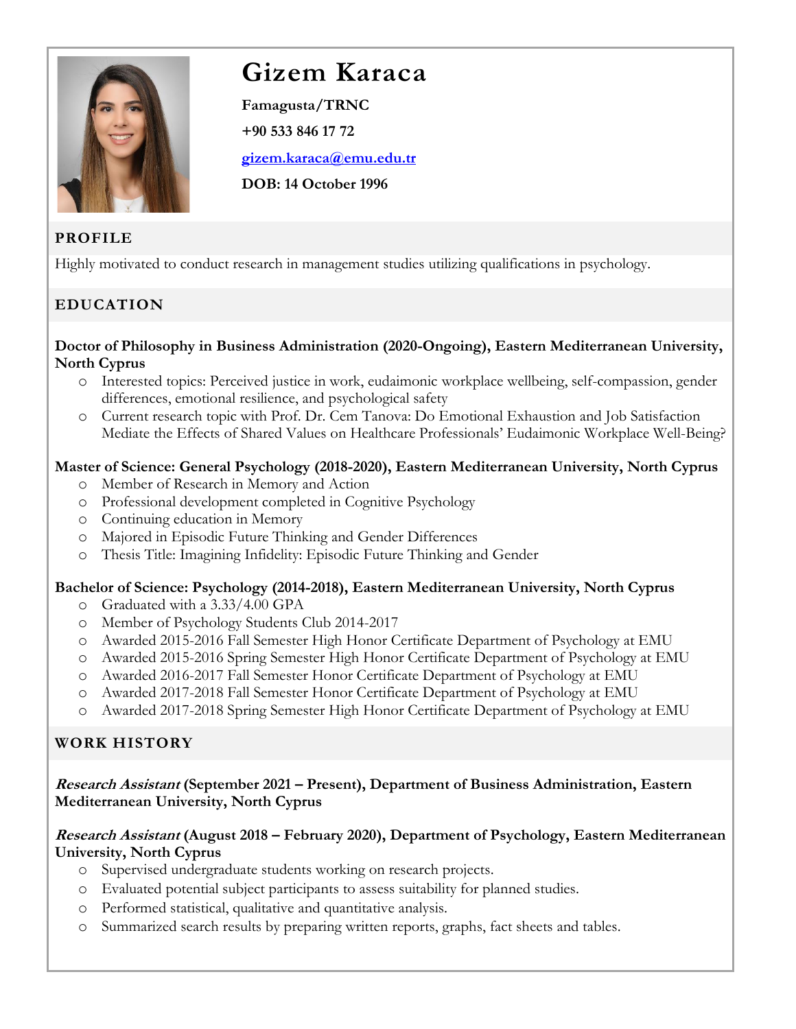# Gizem Karaca

**Famagusta/TRNC**

**+90 533 846 17 72**

**gizem.karaca@emu.edu.tr**

**DOB: 14 October 1996**

## PROFILE

Highly motivated to conduct research in management studies utilizing qualifications in psychology.

## EDUCATION

**Doctor of Philosophy in Business Administration (2020-Ongoing), Eastern Mediterranean University, North Cyprus**

- Interested topics: Perceived justice in work, eudaimonic workplace wellbeing, self-compassion, gender differences, emotional resilience, and psychological safety
- Current research topic with Prof. Dr. Cem Tanova: Do Emotional Exhaustion and Job Satisfaction Mediate the Effects of Shared Values on Healthcare Professionals' Eudaimonic Workplace Well-Being?

**Master of Science: General Psychology (2018-2020), Eastern Mediterranean University, North Cyprus**

- Member of Research in Memory and Action
- Professional development completed in Cognitive Psychology
- Continuing education in Memory
- Majored in Episodic Future Thinking and Gender Differences
- Thesis Title: Imagining Infidelity: Episodic Future Thinking and Gender

**Bachelor of Science: Psychology (2014-2018), Eastern Mediterranean University, North Cyprus**

- Graduated with a 3.33/4.00 GPA
- Member of Psychology Students Club 2014-2017
- Awarded 2015-2016 Fall Semester High Honor Certificate Department of Psychology at EMU
- Awarded 2015-2016 Spring Semester High Honor Certificate Department of Psychology at EMU
- Awarded 2016-2017 Fall Semester Honor Certificate Department of Psychology at EMU
- Awarded 2017-2018 Fall Semester Honor Certificate Department of Psychology at EMU
- Awarded 2017-2018 Spring Semester High Honor Certificate Department of Psychology at EMU

## WORK HISTORY

***Research Assistant* (September 2021 – Present), Department of Business Administration, Eastern Mediterranean University, North Cyprus**

***Research Assistant* (August 2018 – February 2020), Department of Psychology, Eastern Mediterranean University, North Cyprus**

- Supervised undergraduate students working on research projects.
- Evaluated potential subject participants to assess suitability for planned studies.
- Performed statistical, qualitative and quantitative analysis.
- Summarized search results by preparing written reports, graphs, fact sheets and tables.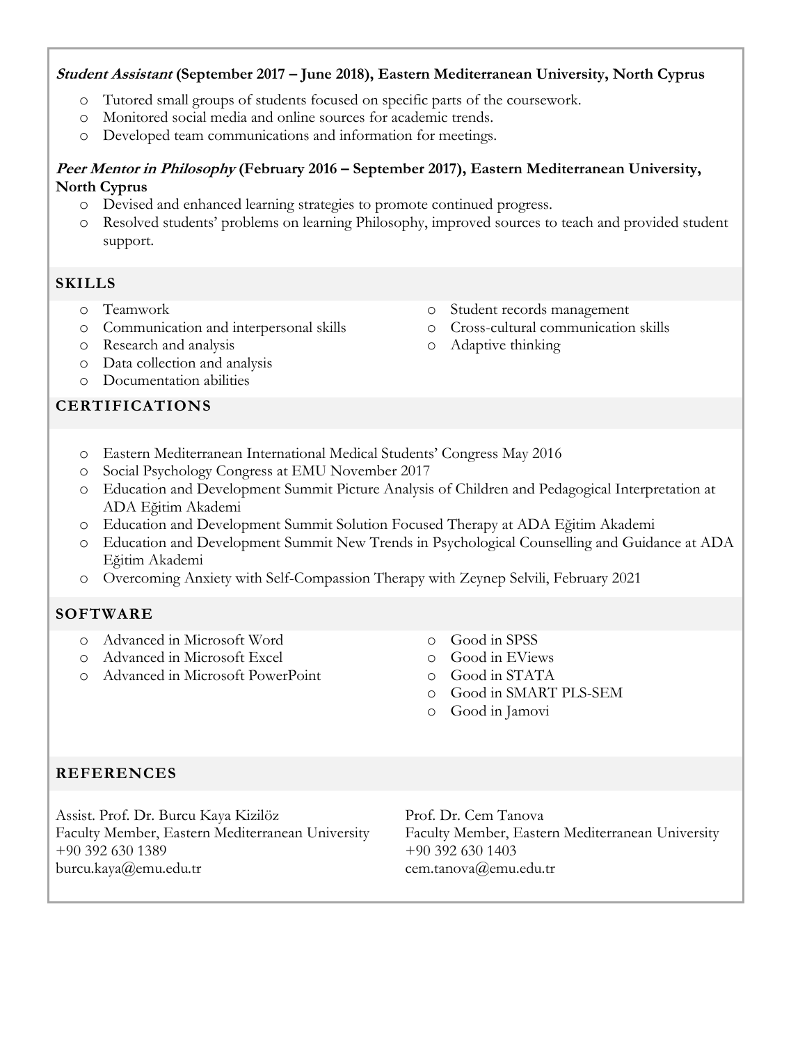***Student Assistant* (September 2017 – June 2018), Eastern Mediterranean University, North Cyprus**

- Tutored small groups of students focused on specific parts of the coursework.
- Monitored social media and online sources for academic trends.
- Developed team communications and information for meetings.

***Peer Mentor in Philosophy* (February 2016 – September 2017), Eastern Mediterranean University, North Cyprus**

- Devised and enhanced learning strategies to promote continued progress.
- Resolved students' problems on learning Philosophy, improved sources to teach and provided student support.

## SKILLS

- Teamwork
- Communication and interpersonal skills
- Research and analysis
- Data collection and analysis
- Documentation abilities
- Student records management
- Cross-cultural communication skills
- Adaptive thinking

## CERTIFICATIONS

- Eastern Mediterranean International Medical Students' Congress May 2016
- Social Psychology Congress at EMU November 2017
- Education and Development Summit Picture Analysis of Children and Pedagogical Interpretation at ADA Eğitim Akademi
- Education and Development Summit Solution Focused Therapy at ADA Eğitim Akademi
- Education and Development Summit New Trends in Psychological Counselling and Guidance at ADA Eğitim Akademi
- Overcoming Anxiety with Self-Compassion Therapy with Zeynep Selvili, February 2021

## SOFTWARE

- Advanced in Microsoft Word
- Advanced in Microsoft Excel
- Advanced in Microsoft PowerPoint
- Good in SPSS
- Good in EViews
- Good in STATA
- Good in SMART PLS-SEM
- Good in Jamovi

## REFERENCES

Assist. Prof. Dr. Burcu Kaya Kizilöz
Faculty Member, Eastern Mediterranean University
+90 392 630 1389
burcu.kaya@emu.edu.tr

Prof. Dr. Cem Tanova
Faculty Member, Eastern Mediterranean University
+90 392 630 1403
cem.tanova@emu.edu.tr